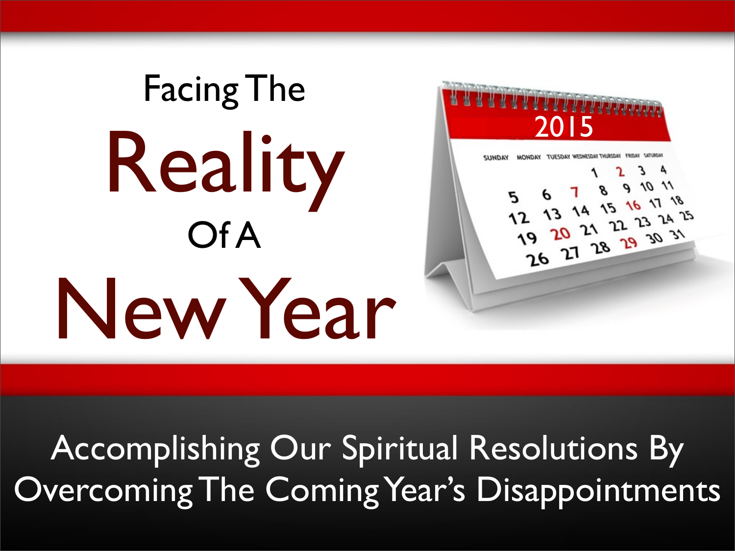# Facing The Reality Of A New Year

## Accomplishing Our Spiritual Resolutions By Overcoming The Coming Year's Disappointments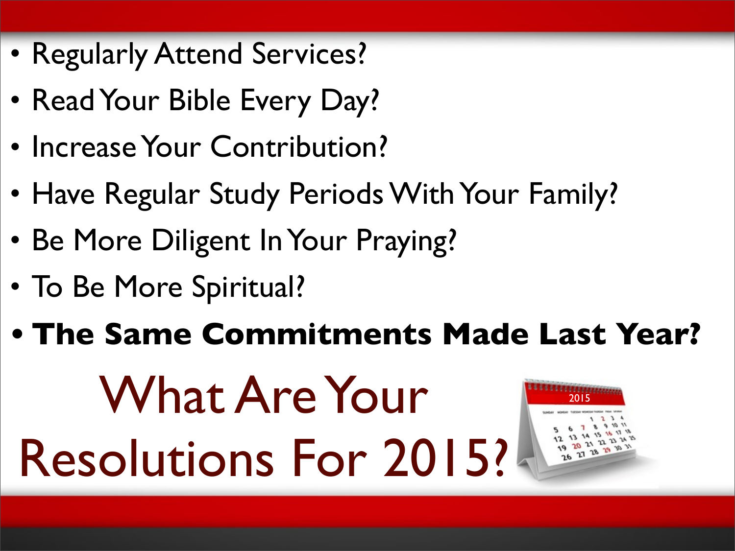- Regularly Attend Services?
- Read Your Bible Every Day?
- Increase Your Contribution?
- Have Regular Study Periods With Your Family?
- Be More Diligent In Your Praying?
- To Be More Spiritual?
- **The Same Commitments Made Last Year?**

# What Are Your Resolutions For 2015?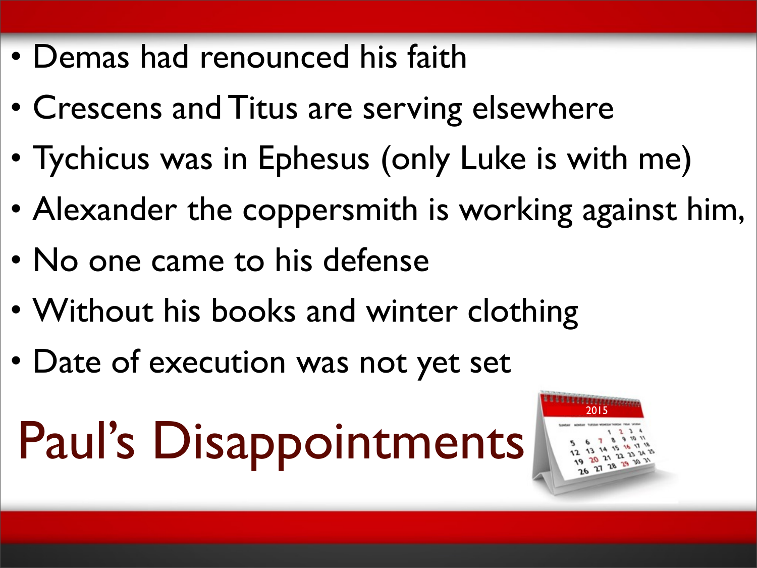- Demas had renounced his faith
- Crescens and Titus are serving elsewhere
- Tychicus was in Ephesus (only Luke is with me)
- Alexander the coppersmith is working against him,
- No one came to his defense
- Without his books and winter clothing
- Date of execution was not yet set

# Paul's Disappointments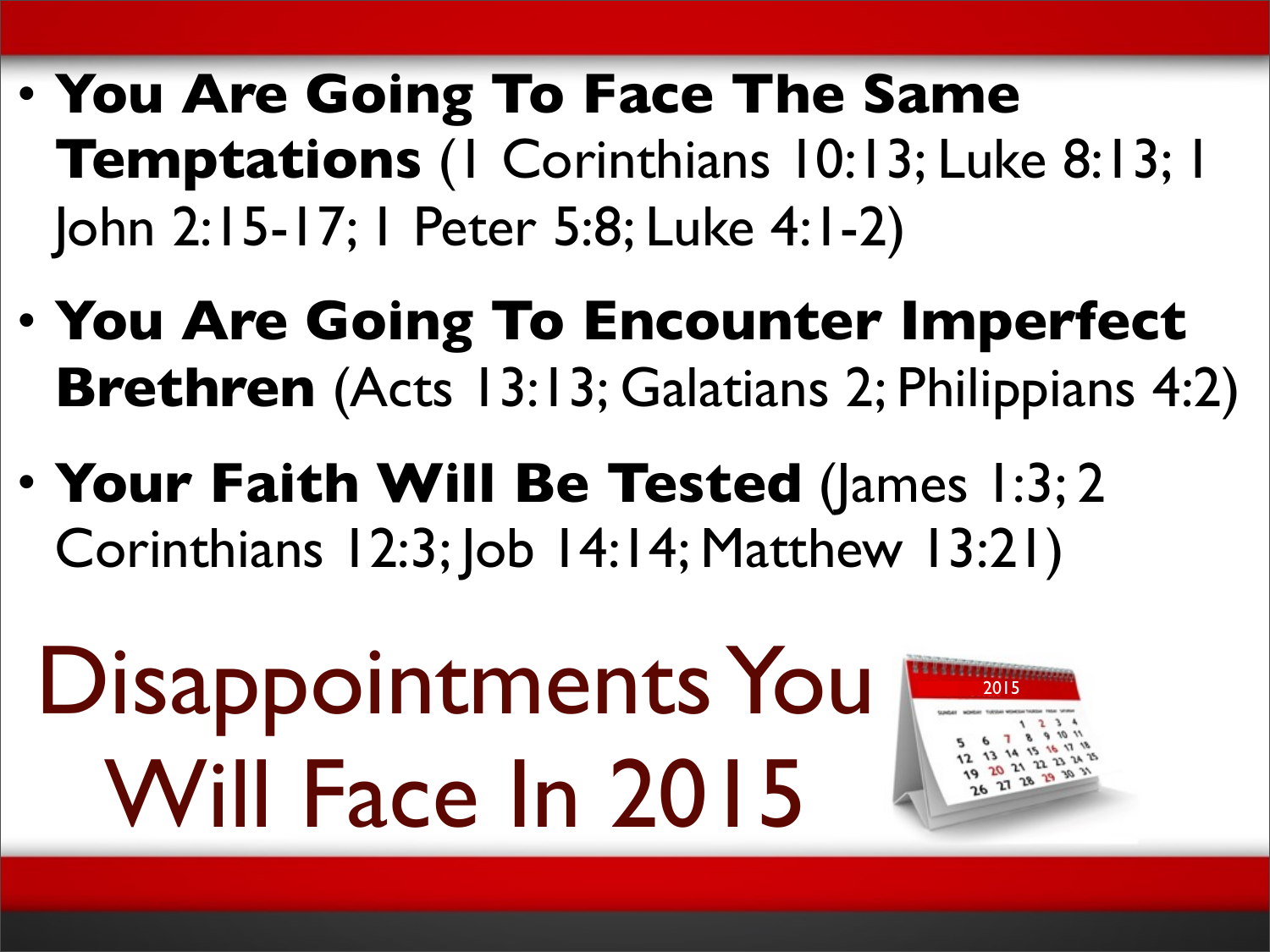- **You Are Going To Face The Same Temptations** (1 Corinthians 10:13; Luke 8:13; 1 John 2:15-17; 1 Peter 5:8; Luke 4:1-2)
- **You Are Going To Encounter Imperfect Brethren** (Acts 13:13; Galatians 2; Philippians 4:2)
- **Your Faith Will Be Tested** (James 1:3; 2 Corinthians 12:3; Job 14:14; Matthew 13:21)

# Disappointments You Will Face In 2015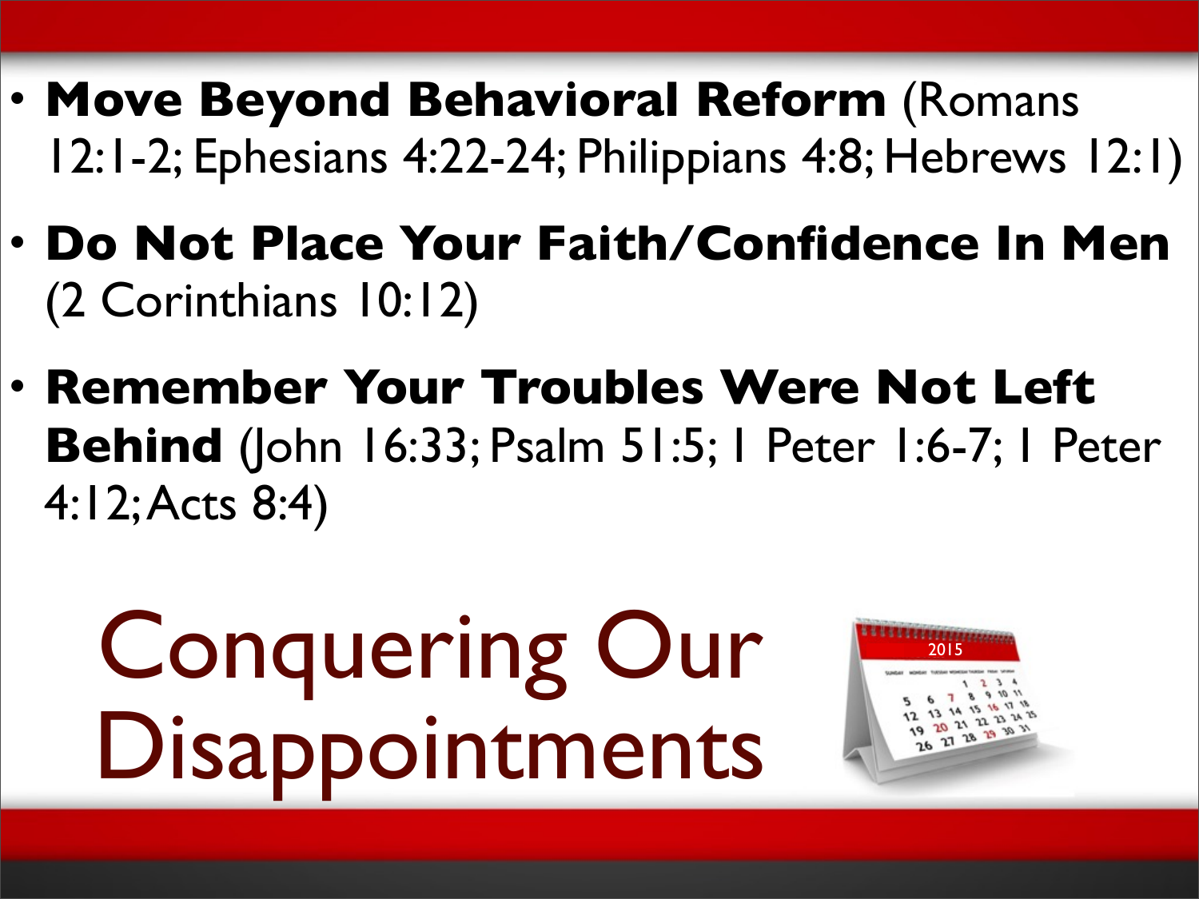- **Move Beyond Behavioral Reform** (Romans 12:1-2; Ephesians 4:22-24; Philippians 4:8; Hebrews 12:1)
- **Do Not Place Your Faith/Confidence In Men** (2 Corinthians 10:12)
- **Remember Your Troubles Were Not Left Behind** (John 16:33; Psalm 51:5; 1 Peter 1:6-7; 1 Peter 4:12; Acts 8:4)

# Conquering Our Disappointments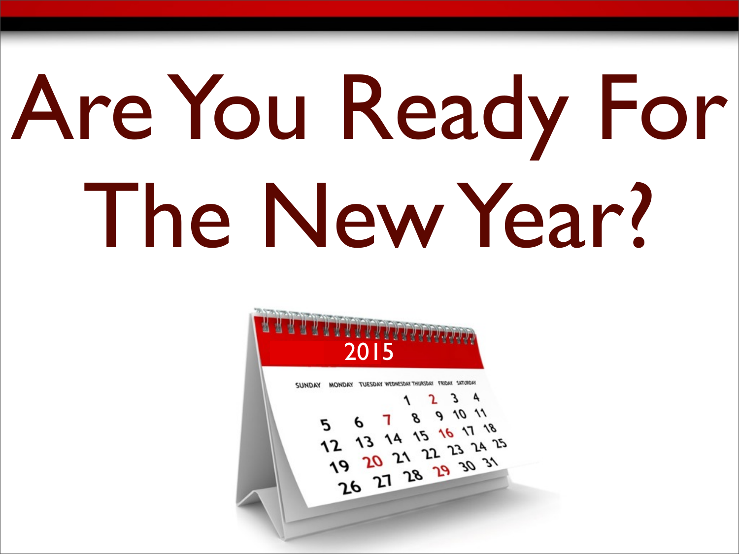# Are You Ready For The New Year?